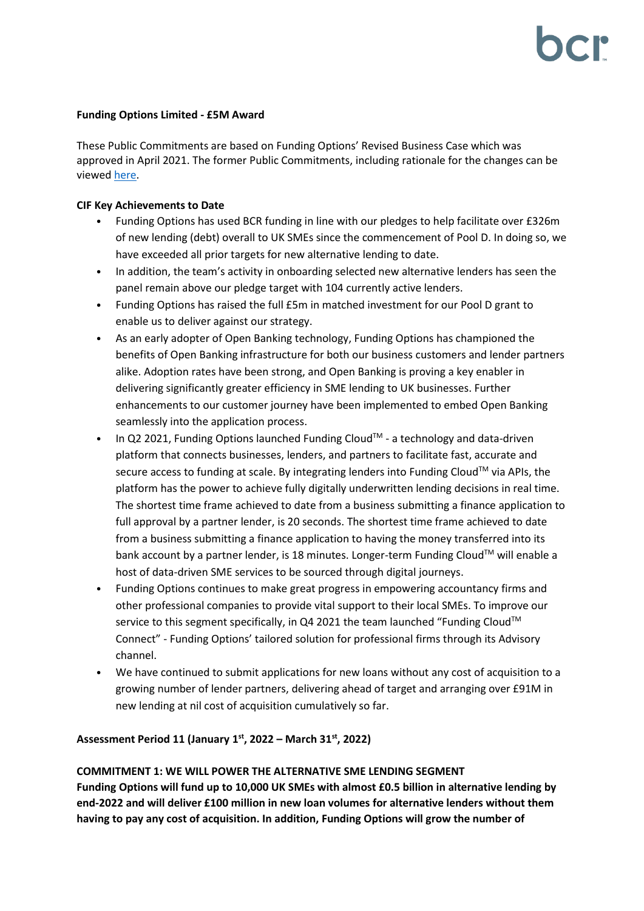**Funding Options Limited - £5M Award**

These Public Commitments are based on Funding Options' Revised Business Case which was approved in April 2021. The former Public Commitments, including rationale for the changes can be viewed [here](#).

**CIF Key Achievements to Date**

- Funding Options has used BCR funding in line with our pledges to help facilitate over £326m of new lending (debt) overall to UK SMEs since the commencement of Pool D. In doing so, we have exceeded all prior targets for new alternative lending to date.
- In addition, the team's activity in onboarding selected new alternative lenders has seen the panel remain above our pledge target with 104 currently active lenders.
- Funding Options has raised the full £5m in matched investment for our Pool D grant to enable us to deliver against our strategy.
- As an early adopter of Open Banking technology, Funding Options has championed the benefits of Open Banking infrastructure for both our business customers and lender partners alike. Adoption rates have been strong, and Open Banking is proving a key enabler in delivering significantly greater efficiency in SME lending to UK businesses. Further enhancements to our customer journey have been implemented to embed Open Banking seamlessly into the application process.
- In Q2 2021, Funding Options launched Funding Cloud™ - a technology and data-driven platform that connects businesses, lenders, and partners to facilitate fast, accurate and secure access to funding at scale. By integrating lenders into Funding Cloud™ via APIs, the platform has the power to achieve fully digitally underwritten lending decisions in real time. The shortest time frame achieved to date from a business submitting a finance application to full approval by a partner lender, is 20 seconds. The shortest time frame achieved to date from a business submitting a finance application to having the money transferred into its bank account by a partner lender, is 18 minutes. Longer-term Funding Cloud™ will enable a host of data-driven SME services to be sourced through digital journeys.
- Funding Options continues to make great progress in empowering accountancy firms and other professional companies to provide vital support to their local SMEs. To improve our service to this segment specifically, in Q4 2021 the team launched "Funding Cloud™ Connect" - Funding Options' tailored solution for professional firms through its Advisory channel.
- We have continued to submit applications for new loans without any cost of acquisition to a growing number of lender partners, delivering ahead of target and arranging over £91M in new lending at nil cost of acquisition cumulatively so far.

**Assessment Period 11 (January 1st, 2022 – March 31st, 2022)**

**COMMITMENT 1: WE WILL POWER THE ALTERNATIVE SME LENDING SEGMENT**

**Funding Options will fund up to 10,000 UK SMEs with almost £0.5 billion in alternative lending by end-2022 and will deliver £100 million in new loan volumes for alternative lenders without them having to pay any cost of acquisition. In addition, Funding Options will grow the number of**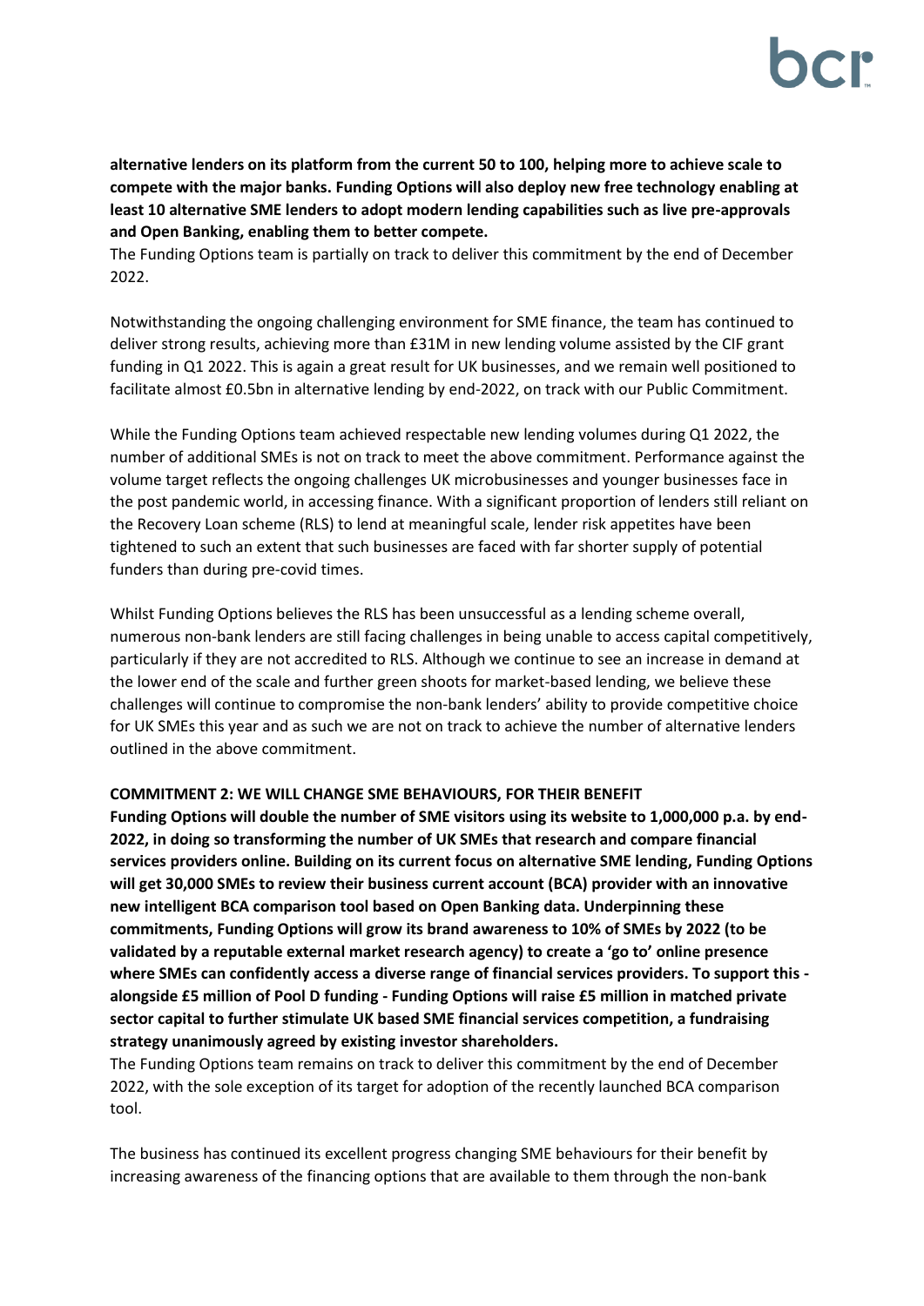**alternative lenders on its platform from the current 50 to 100, helping more to achieve scale to compete with the major banks. Funding Options will also deploy new free technology enabling at least 10 alternative SME lenders to adopt modern lending capabilities such as live pre-approvals and Open Banking, enabling them to better compete.**

The Funding Options team is partially on track to deliver this commitment by the end of December 2022.

Notwithstanding the ongoing challenging environment for SME finance, the team has continued to deliver strong results, achieving more than £31M in new lending volume assisted by the CIF grant funding in Q1 2022. This is again a great result for UK businesses, and we remain well positioned to facilitate almost £0.5bn in alternative lending by end-2022, on track with our Public Commitment.

While the Funding Options team achieved respectable new lending volumes during Q1 2022, the number of additional SMEs is not on track to meet the above commitment. Performance against the volume target reflects the ongoing challenges UK microbusinesses and younger businesses face in the post pandemic world, in accessing finance. With a significant proportion of lenders still reliant on the Recovery Loan scheme (RLS) to lend at meaningful scale, lender risk appetites have been tightened to such an extent that such businesses are faced with far shorter supply of potential funders than during pre-covid times.

Whilst Funding Options believes the RLS has been unsuccessful as a lending scheme overall, numerous non-bank lenders are still facing challenges in being unable to access capital competitively, particularly if they are not accredited to RLS. Although we continue to see an increase in demand at the lower end of the scale and further green shoots for market-based lending, we believe these challenges will continue to compromise the non-bank lenders' ability to provide competitive choice for UK SMEs this year and as such we are not on track to achieve the number of alternative lenders outlined in the above commitment.

**COMMITMENT 2: WE WILL CHANGE SME BEHAVIOURS, FOR THEIR BENEFIT**

**Funding Options will double the number of SME visitors using its website to 1,000,000 p.a. by end-2022, in doing so transforming the number of UK SMEs that research and compare financial services providers online. Building on its current focus on alternative SME lending, Funding Options will get 30,000 SMEs to review their business current account (BCA) provider with an innovative new intelligent BCA comparison tool based on Open Banking data. Underpinning these commitments, Funding Options will grow its brand awareness to 10% of SMEs by 2022 (to be validated by a reputable external market research agency) to create a 'go to' online presence where SMEs can confidently access a diverse range of financial services providers. To support this - alongside £5 million of Pool D funding - Funding Options will raise £5 million in matched private sector capital to further stimulate UK based SME financial services competition, a fundraising strategy unanimously agreed by existing investor shareholders.**

The Funding Options team remains on track to deliver this commitment by the end of December 2022, with the sole exception of its target for adoption of the recently launched BCA comparison tool.

The business has continued its excellent progress changing SME behaviours for their benefit by increasing awareness of the financing options that are available to them through the non-bank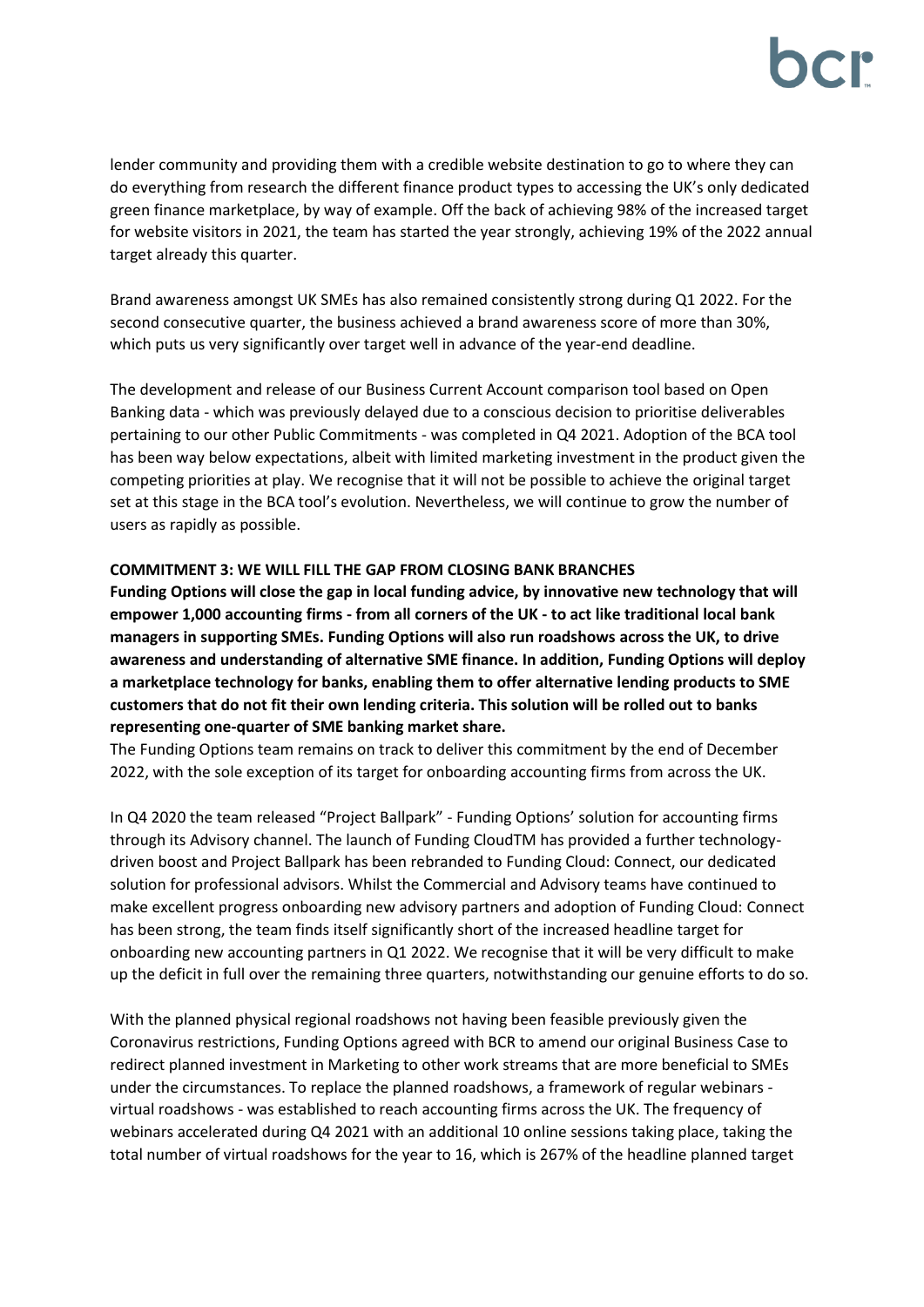lender community and providing them with a credible website destination to go to where they can do everything from research the different finance product types to accessing the UK's only dedicated green finance marketplace, by way of example. Off the back of achieving 98% of the increased target for website visitors in 2021, the team has started the year strongly, achieving 19% of the 2022 annual target already this quarter.

Brand awareness amongst UK SMEs has also remained consistently strong during Q1 2022. For the second consecutive quarter, the business achieved a brand awareness score of more than 30%, which puts us very significantly over target well in advance of the year-end deadline.

The development and release of our Business Current Account comparison tool based on Open Banking data - which was previously delayed due to a conscious decision to prioritise deliverables pertaining to our other Public Commitments - was completed in Q4 2021. Adoption of the BCA tool has been way below expectations, albeit with limited marketing investment in the product given the competing priorities at play. We recognise that it will not be possible to achieve the original target set at this stage in the BCA tool's evolution. Nevertheless, we will continue to grow the number of users as rapidly as possible.

**COMMITMENT 3: WE WILL FILL THE GAP FROM CLOSING BANK BRANCHES**

**Funding Options will close the gap in local funding advice, by innovative new technology that will empower 1,000 accounting firms - from all corners of the UK - to act like traditional local bank managers in supporting SMEs. Funding Options will also run roadshows across the UK, to drive awareness and understanding of alternative SME finance. In addition, Funding Options will deploy a marketplace technology for banks, enabling them to offer alternative lending products to SME customers that do not fit their own lending criteria. This solution will be rolled out to banks representing one-quarter of SME banking market share.**

The Funding Options team remains on track to deliver this commitment by the end of December 2022, with the sole exception of its target for onboarding accounting firms from across the UK.

In Q4 2020 the team released "Project Ballpark" - Funding Options' solution for accounting firms through its Advisory channel. The launch of Funding CloudTM has provided a further technology-driven boost and Project Ballpark has been rebranded to Funding Cloud: Connect, our dedicated solution for professional advisors. Whilst the Commercial and Advisory teams have continued to make excellent progress onboarding new advisory partners and adoption of Funding Cloud: Connect has been strong, the team finds itself significantly short of the increased headline target for onboarding new accounting partners in Q1 2022. We recognise that it will be very difficult to make up the deficit in full over the remaining three quarters, notwithstanding our genuine efforts to do so.

With the planned physical regional roadshows not having been feasible previously given the Coronavirus restrictions, Funding Options agreed with BCR to amend our original Business Case to redirect planned investment in Marketing to other work streams that are more beneficial to SMEs under the circumstances. To replace the planned roadshows, a framework of regular webinars - virtual roadshows - was established to reach accounting firms across the UK. The frequency of webinars accelerated during Q4 2021 with an additional 10 online sessions taking place, taking the total number of virtual roadshows for the year to 16, which is 267% of the headline planned target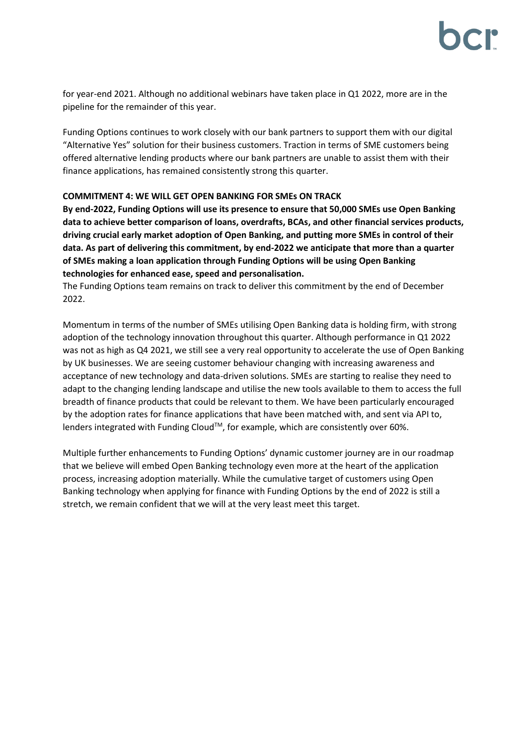for year-end 2021. Although no additional webinars have taken place in Q1 2022, more are in the pipeline for the remainder of this year.

Funding Options continues to work closely with our bank partners to support them with our digital "Alternative Yes" solution for their business customers. Traction in terms of SME customers being offered alternative lending products where our bank partners are unable to assist them with their finance applications, has remained consistently strong this quarter.

**COMMITMENT 4: WE WILL GET OPEN BANKING FOR SMEs ON TRACK**

**By end-2022, Funding Options will use its presence to ensure that 50,000 SMEs use Open Banking data to achieve better comparison of loans, overdrafts, BCAs, and other financial services products, driving crucial early market adoption of Open Banking, and putting more SMEs in control of their data. As part of delivering this commitment, by end-2022 we anticipate that more than a quarter of SMEs making a loan application through Funding Options will be using Open Banking technologies for enhanced ease, speed and personalisation.**

The Funding Options team remains on track to deliver this commitment by the end of December 2022.

Momentum in terms of the number of SMEs utilising Open Banking data is holding firm, with strong adoption of the technology innovation throughout this quarter. Although performance in Q1 2022 was not as high as Q4 2021, we still see a very real opportunity to accelerate the use of Open Banking by UK businesses. We are seeing customer behaviour changing with increasing awareness and acceptance of new technology and data-driven solutions. SMEs are starting to realise they need to adapt to the changing lending landscape and utilise the new tools available to them to access the full breadth of finance products that could be relevant to them. We have been particularly encouraged by the adoption rates for finance applications that have been matched with, and sent via API to, lenders integrated with Funding Cloud™, for example, which are consistently over 60%.

Multiple further enhancements to Funding Options' dynamic customer journey are in our roadmap that we believe will embed Open Banking technology even more at the heart of the application process, increasing adoption materially. While the cumulative target of customers using Open Banking technology when applying for finance with Funding Options by the end of 2022 is still a stretch, we remain confident that we will at the very least meet this target.